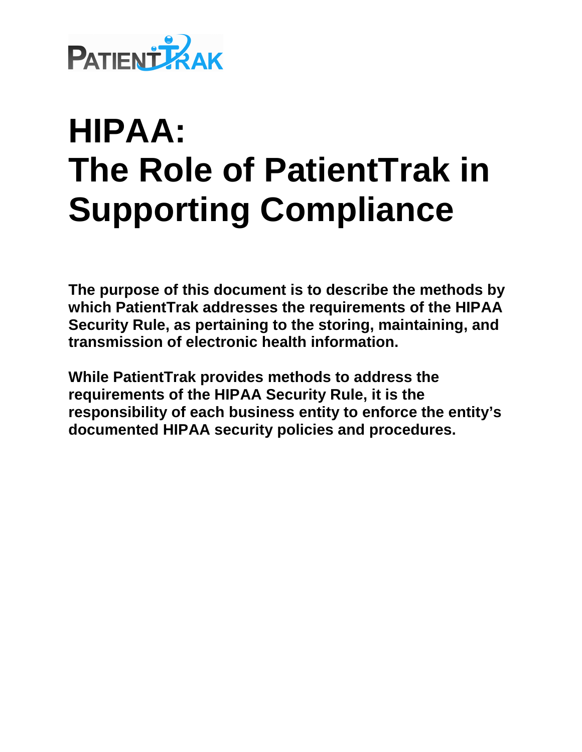PATIENTTRAK

# HIPAA:
# The Role of PatientTrak in Supporting Compliance

**The purpose of this document is to describe the methods by which PatientTrak addresses the requirements of the HIPAA Security Rule, as pertaining to the storing, maintaining, and transmission of electronic health information.**

**While PatientTrak provides methods to address the requirements of the HIPAA Security Rule, it is the responsibility of each business entity to enforce the entity's documented HIPAA security policies and procedures.**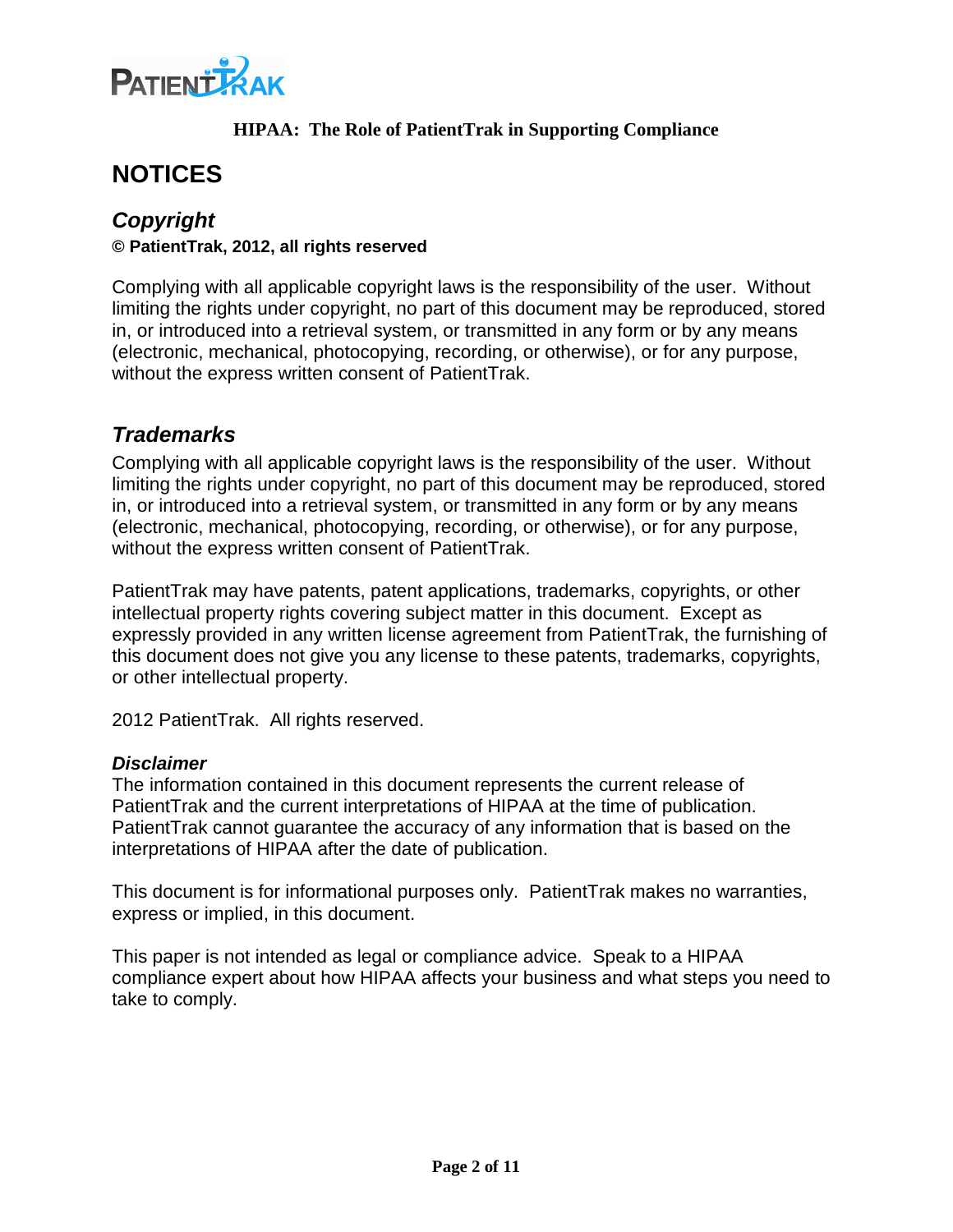# NOTICES

## *Copyright*

**© PatientTrak, 2012, all rights reserved**

Complying with all applicable copyright laws is the responsibility of the user. Without limiting the rights under copyright, no part of this document may be reproduced, stored in, or introduced into a retrieval system, or transmitted in any form or by any means (electronic, mechanical, photocopying, recording, or otherwise), or for any purpose, without the express written consent of PatientTrak.

## *Trademarks*

Complying with all applicable copyright laws is the responsibility of the user. Without limiting the rights under copyright, no part of this document may be reproduced, stored in, or introduced into a retrieval system, or transmitted in any form or by any means (electronic, mechanical, photocopying, recording, or otherwise), or for any purpose, without the express written consent of PatientTrak.

PatientTrak may have patents, patent applications, trademarks, copyrights, or other intellectual property rights covering subject matter in this document. Except as expressly provided in any written license agreement from PatientTrak, the furnishing of this document does not give you any license to these patents, trademarks, copyrights, or other intellectual property.

2012 PatientTrak. All rights reserved.

### *Disclaimer*

The information contained in this document represents the current release of PatientTrak and the current interpretations of HIPAA at the time of publication. PatientTrak cannot guarantee the accuracy of any information that is based on the interpretations of HIPAA after the date of publication.

This document is for informational purposes only. PatientTrak makes no warranties, express or implied, in this document.

This paper is not intended as legal or compliance advice. Speak to a HIPAA compliance expert about how HIPAA affects your business and what steps you need to take to comply.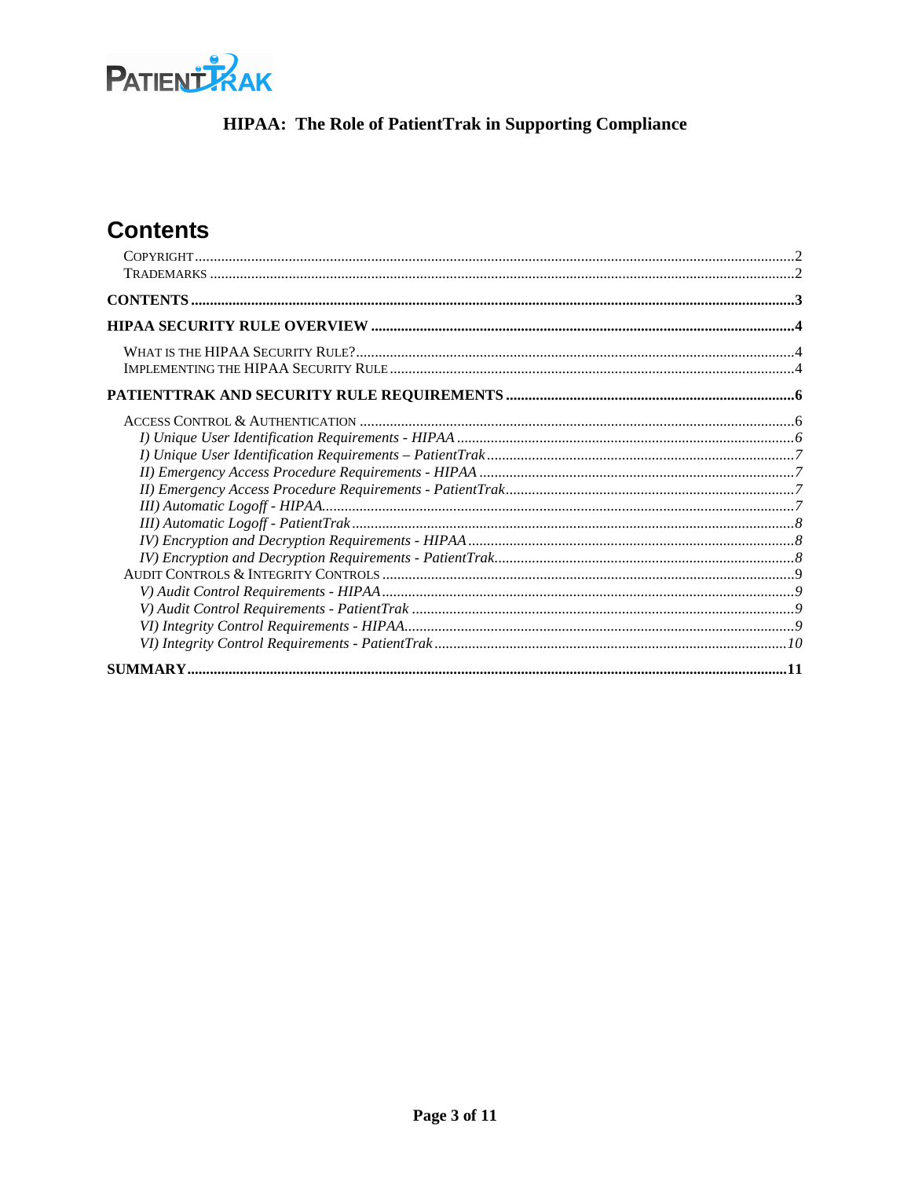**HIPAA: The Role of PatientTrak in Supporting Compliance**

# Contents

- COPYRIGHT ..... 2
- TRADEMARKS ..... 2

**CONTENTS ..... 3**

**HIPAA SECURITY RULE OVERVIEW ..... 4**

- WHAT IS THE HIPAA SECURITY RULE? ..... 4
- IMPLEMENTING THE HIPAA SECURITY RULE ..... 4

**PATIENTTRAK AND SECURITY RULE REQUIREMENTS ..... 6**

- ACCESS CONTROL & AUTHENTICATION ..... 6
  - *I) Unique User Identification Requirements - HIPAA ..... 6*
  - *I) Unique User Identification Requirements – PatientTrak ..... 7*
  - *II) Emergency Access Procedure Requirements - HIPAA ..... 7*
  - *II) Emergency Access Procedure Requirements - PatientTrak ..... 7*
  - *III) Automatic Logoff - HIPAA ..... 7*
  - *III) Automatic Logoff - PatientTrak ..... 8*
  - *IV) Encryption and Decryption Requirements - HIPAA ..... 8*
  - *IV) Encryption and Decryption Requirements - PatientTrak ..... 8*
- AUDIT CONTROLS & INTEGRITY CONTROLS ..... 9
  - *V) Audit Control Requirements - HIPAA ..... 9*
  - *V) Audit Control Requirements - PatientTrak ..... 9*
  - *VI) Integrity Control Requirements - HIPAA ..... 9*
  - *VI) Integrity Control Requirements - PatientTrak ..... 10*

**SUMMARY ..... 11**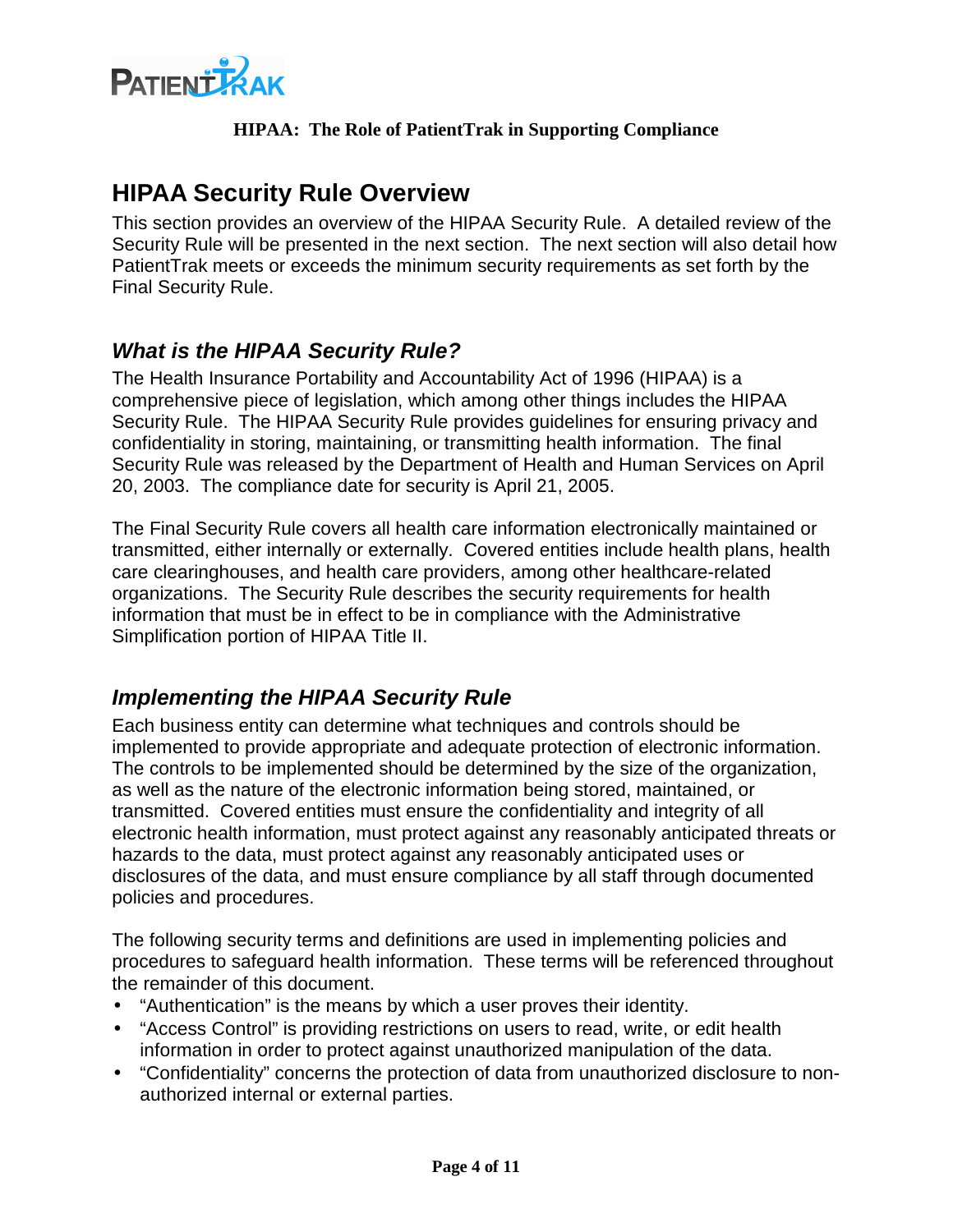# HIPAA Security Rule Overview

This section provides an overview of the HIPAA Security Rule. A detailed review of the Security Rule will be presented in the next section. The next section will also detail how PatientTrak meets or exceeds the minimum security requirements as set forth by the Final Security Rule.

## *What is the HIPAA Security Rule?*

The Health Insurance Portability and Accountability Act of 1996 (HIPAA) is a comprehensive piece of legislation, which among other things includes the HIPAA Security Rule. The HIPAA Security Rule provides guidelines for ensuring privacy and confidentiality in storing, maintaining, or transmitting health information. The final Security Rule was released by the Department of Health and Human Services on April 20, 2003. The compliance date for security is April 21, 2005.

The Final Security Rule covers all health care information electronically maintained or transmitted, either internally or externally. Covered entities include health plans, health care clearinghouses, and health care providers, among other healthcare-related organizations. The Security Rule describes the security requirements for health information that must be in effect to be in compliance with the Administrative Simplification portion of HIPAA Title II.

## *Implementing the HIPAA Security Rule*

Each business entity can determine what techniques and controls should be implemented to provide appropriate and adequate protection of electronic information. The controls to be implemented should be determined by the size of the organization, as well as the nature of the electronic information being stored, maintained, or transmitted. Covered entities must ensure the confidentiality and integrity of all electronic health information, must protect against any reasonably anticipated threats or hazards to the data, must protect against any reasonably anticipated uses or disclosures of the data, and must ensure compliance by all staff through documented policies and procedures.

The following security terms and definitions are used in implementing policies and procedures to safeguard health information. These terms will be referenced throughout the remainder of this document.

- "Authentication" is the means by which a user proves their identity.
- "Access Control" is providing restrictions on users to read, write, or edit health information in order to protect against unauthorized manipulation of the data.
- "Confidentiality" concerns the protection of data from unauthorized disclosure to non-authorized internal or external parties.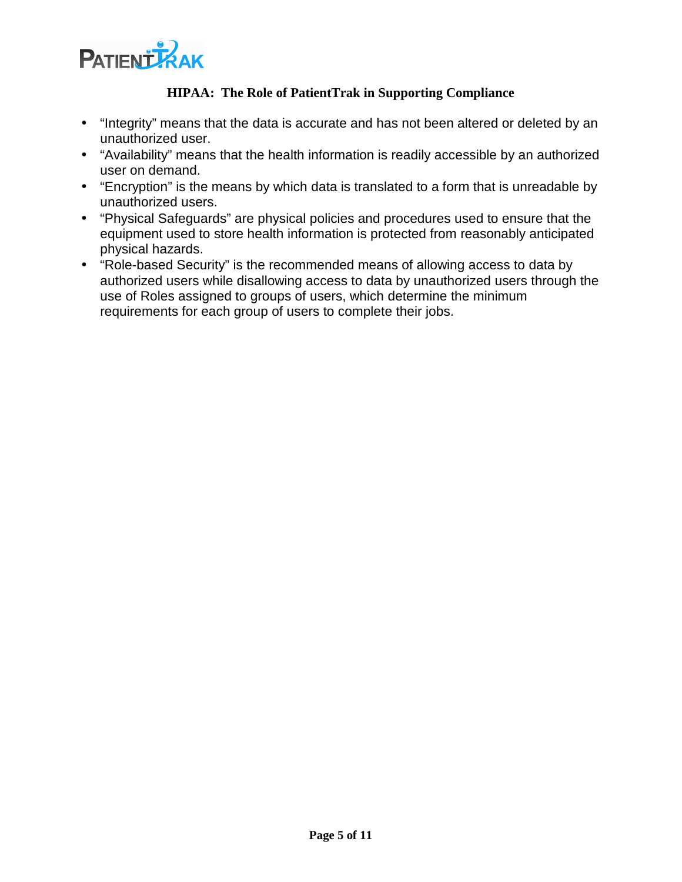- "Integrity" means that the data is accurate and has not been altered or deleted by an unauthorized user.
- "Availability" means that the health information is readily accessible by an authorized user on demand.
- "Encryption" is the means by which data is translated to a form that is unreadable by unauthorized users.
- "Physical Safeguards" are physical policies and procedures used to ensure that the equipment used to store health information is protected from reasonably anticipated physical hazards.
- "Role-based Security" is the recommended means of allowing access to data by authorized users while disallowing access to data by unauthorized users through the use of Roles assigned to groups of users, which determine the minimum requirements for each group of users to complete their jobs.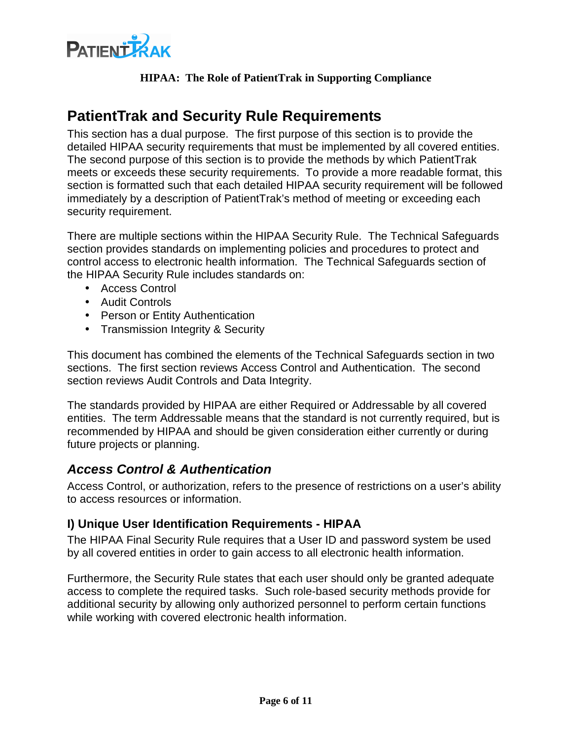## PatientTrak and Security Rule Requirements

This section has a dual purpose. The first purpose of this section is to provide the detailed HIPAA security requirements that must be implemented by all covered entities. The second purpose of this section is to provide the methods by which PatientTrak meets or exceeds these security requirements. To provide a more readable format, this section is formatted such that each detailed HIPAA security requirement will be followed immediately by a description of PatientTrak's method of meeting or exceeding each security requirement.

There are multiple sections within the HIPAA Security Rule. The Technical Safeguards section provides standards on implementing policies and procedures to protect and control access to electronic health information. The Technical Safeguards section of the HIPAA Security Rule includes standards on:

- Access Control
- Audit Controls
- Person or Entity Authentication
- Transmission Integrity & Security

This document has combined the elements of the Technical Safeguards section in two sections. The first section reviews Access Control and Authentication. The second section reviews Audit Controls and Data Integrity.

The standards provided by HIPAA are either Required or Addressable by all covered entities. The term Addressable means that the standard is not currently required, but is recommended by HIPAA and should be given consideration either currently or during future projects or planning.

### *Access Control & Authentication*

Access Control, or authorization, refers to the presence of restrictions on a user's ability to access resources or information.

#### I) Unique User Identification Requirements - HIPAA

The HIPAA Final Security Rule requires that a User ID and password system be used by all covered entities in order to gain access to all electronic health information.

Furthermore, the Security Rule states that each user should only be granted adequate access to complete the required tasks. Such role-based security methods provide for additional security by allowing only authorized personnel to perform certain functions while working with covered electronic health information.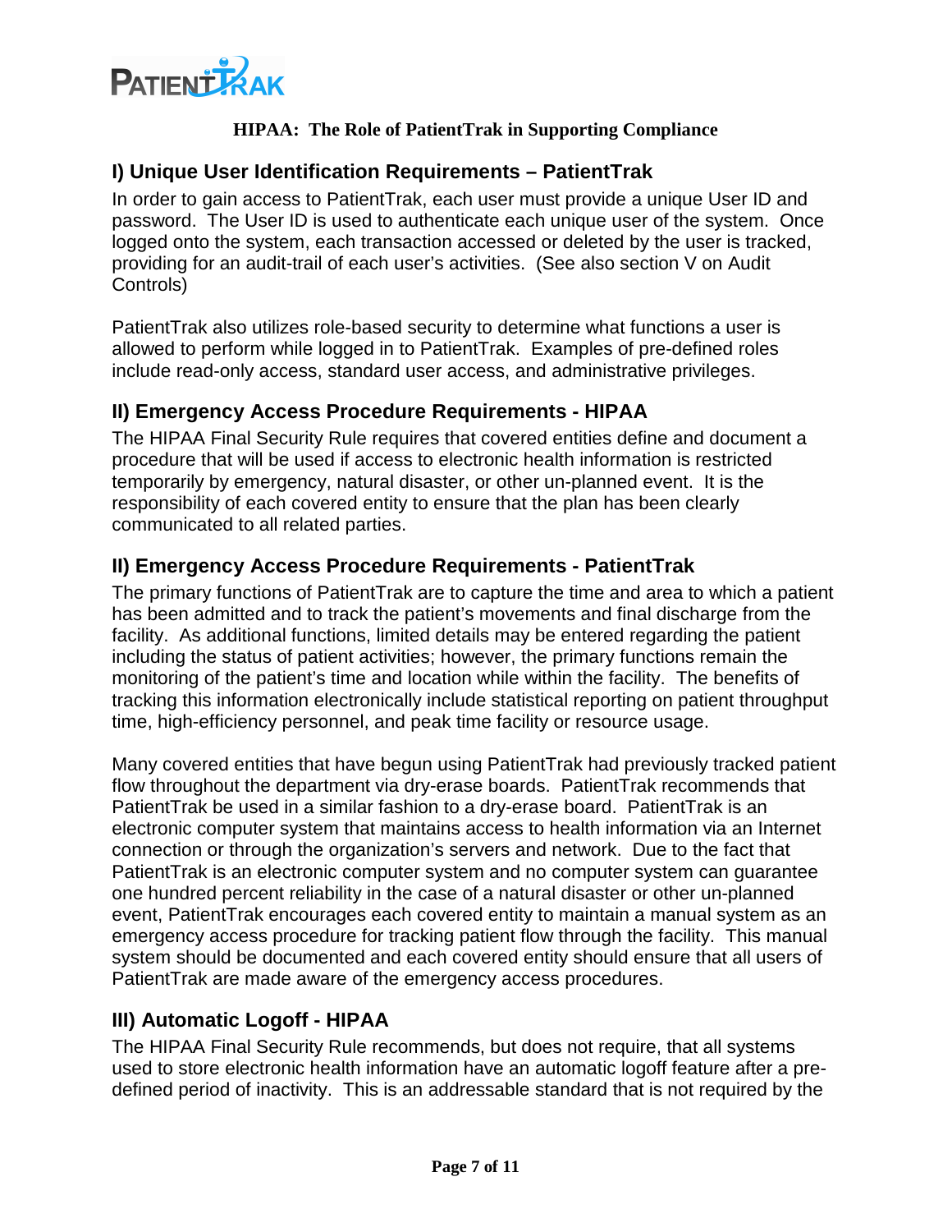**HIPAA: The Role of PatientTrak in Supporting Compliance**

## I) Unique User Identification Requirements – PatientTrak

In order to gain access to PatientTrak, each user must provide a unique User ID and password. The User ID is used to authenticate each unique user of the system. Once logged onto the system, each transaction accessed or deleted by the user is tracked, providing for an audit-trail of each user's activities. (See also section V on Audit Controls)

PatientTrak also utilizes role-based security to determine what functions a user is allowed to perform while logged in to PatientTrak. Examples of pre-defined roles include read-only access, standard user access, and administrative privileges.

## II) Emergency Access Procedure Requirements - HIPAA

The HIPAA Final Security Rule requires that covered entities define and document a procedure that will be used if access to electronic health information is restricted temporarily by emergency, natural disaster, or other un-planned event. It is the responsibility of each covered entity to ensure that the plan has been clearly communicated to all related parties.

## II) Emergency Access Procedure Requirements - PatientTrak

The primary functions of PatientTrak are to capture the time and area to which a patient has been admitted and to track the patient's movements and final discharge from the facility. As additional functions, limited details may be entered regarding the patient including the status of patient activities; however, the primary functions remain the monitoring of the patient's time and location while within the facility. The benefits of tracking this information electronically include statistical reporting on patient throughput time, high-efficiency personnel, and peak time facility or resource usage.

Many covered entities that have begun using PatientTrak had previously tracked patient flow throughout the department via dry-erase boards. PatientTrak recommends that PatientTrak be used in a similar fashion to a dry-erase board. PatientTrak is an electronic computer system that maintains access to health information via an Internet connection or through the organization's servers and network. Due to the fact that PatientTrak is an electronic computer system and no computer system can guarantee one hundred percent reliability in the case of a natural disaster or other un-planned event, PatientTrak encourages each covered entity to maintain a manual system as an emergency access procedure for tracking patient flow through the facility. This manual system should be documented and each covered entity should ensure that all users of PatientTrak are made aware of the emergency access procedures.

## III) Automatic Logoff - HIPAA

The HIPAA Final Security Rule recommends, but does not require, that all systems used to store electronic health information have an automatic logoff feature after a pre-defined period of inactivity. This is an addressable standard that is not required by the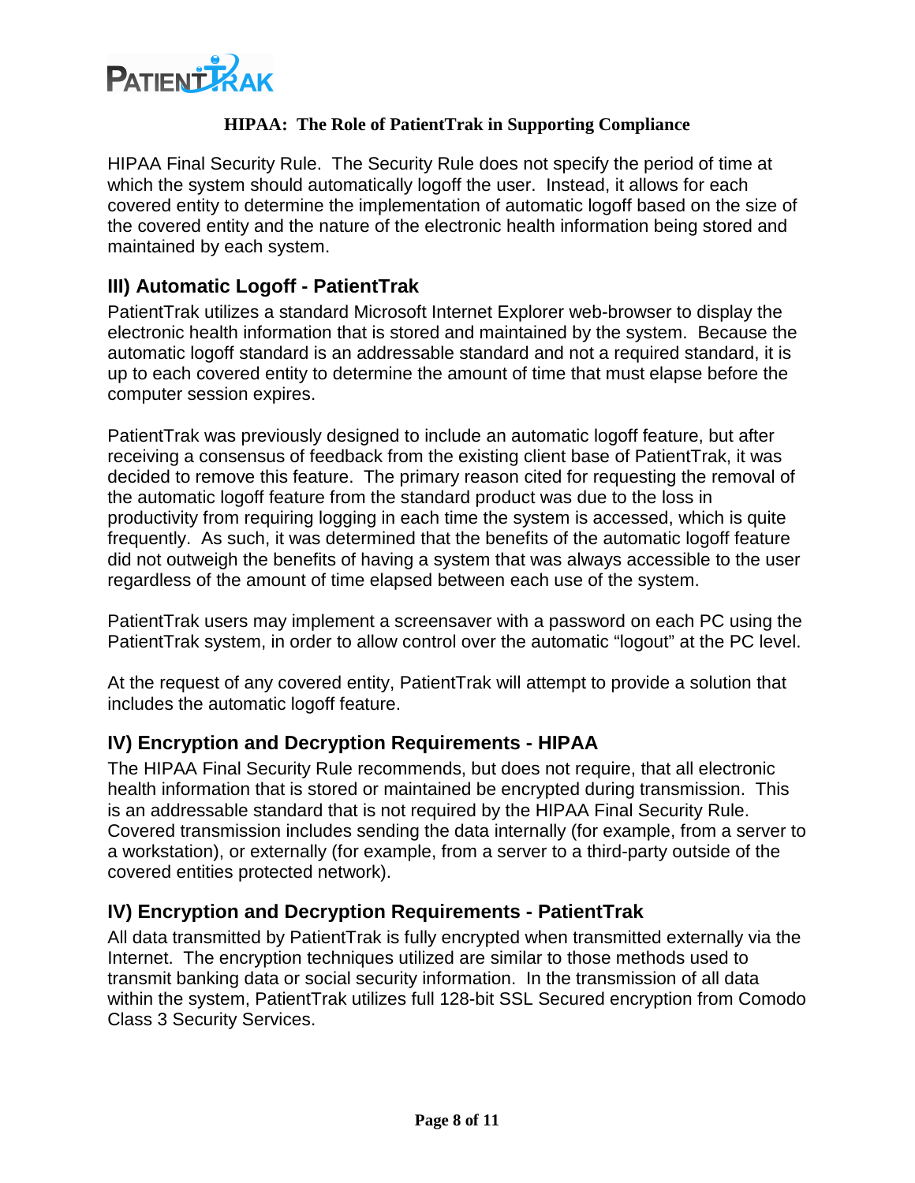HIPAA Final Security Rule. The Security Rule does not specify the period of time at which the system should automatically logoff the user. Instead, it allows for each covered entity to determine the implementation of automatic logoff based on the size of the covered entity and the nature of the electronic health information being stored and maintained by each system.

## III) Automatic Logoff - PatientTrak

PatientTrak utilizes a standard Microsoft Internet Explorer web-browser to display the electronic health information that is stored and maintained by the system. Because the automatic logoff standard is an addressable standard and not a required standard, it is up to each covered entity to determine the amount of time that must elapse before the computer session expires.

PatientTrak was previously designed to include an automatic logoff feature, but after receiving a consensus of feedback from the existing client base of PatientTrak, it was decided to remove this feature. The primary reason cited for requesting the removal of the automatic logoff feature from the standard product was due to the loss in productivity from requiring logging in each time the system is accessed, which is quite frequently. As such, it was determined that the benefits of the automatic logoff feature did not outweigh the benefits of having a system that was always accessible to the user regardless of the amount of time elapsed between each use of the system.

PatientTrak users may implement a screensaver with a password on each PC using the PatientTrak system, in order to allow control over the automatic "logout" at the PC level.

At the request of any covered entity, PatientTrak will attempt to provide a solution that includes the automatic logoff feature.

## IV) Encryption and Decryption Requirements - HIPAA

The HIPAA Final Security Rule recommends, but does not require, that all electronic health information that is stored or maintained be encrypted during transmission. This is an addressable standard that is not required by the HIPAA Final Security Rule. Covered transmission includes sending the data internally (for example, from a server to a workstation), or externally (for example, from a server to a third-party outside of the covered entities protected network).

## IV) Encryption and Decryption Requirements - PatientTrak

All data transmitted by PatientTrak is fully encrypted when transmitted externally via the Internet. The encryption techniques utilized are similar to those methods used to transmit banking data or social security information. In the transmission of all data within the system, PatientTrak utilizes full 128-bit SSL Secured encryption from Comodo Class 3 Security Services.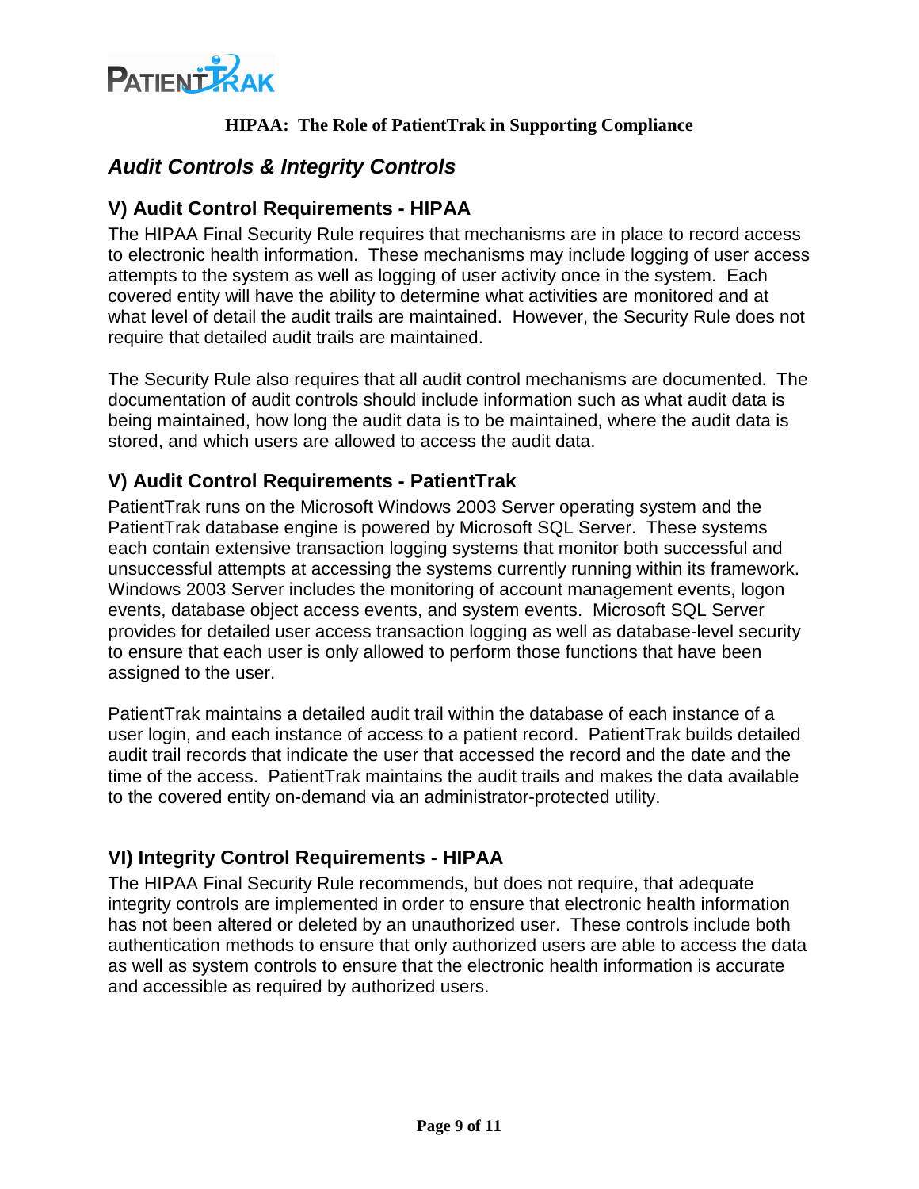## Audit Controls & Integrity Controls

### V) Audit Control Requirements - HIPAA

The HIPAA Final Security Rule requires that mechanisms are in place to record access to electronic health information. These mechanisms may include logging of user access attempts to the system as well as logging of user activity once in the system. Each covered entity will have the ability to determine what activities are monitored and at what level of detail the audit trails are maintained. However, the Security Rule does not require that detailed audit trails are maintained.

The Security Rule also requires that all audit control mechanisms are documented. The documentation of audit controls should include information such as what audit data is being maintained, how long the audit data is to be maintained, where the audit data is stored, and which users are allowed to access the audit data.

### V) Audit Control Requirements - PatientTrak

PatientTrak runs on the Microsoft Windows 2003 Server operating system and the PatientTrak database engine is powered by Microsoft SQL Server. These systems each contain extensive transaction logging systems that monitor both successful and unsuccessful attempts at accessing the systems currently running within its framework. Windows 2003 Server includes the monitoring of account management events, logon events, database object access events, and system events. Microsoft SQL Server provides for detailed user access transaction logging as well as database-level security to ensure that each user is only allowed to perform those functions that have been assigned to the user.

PatientTrak maintains a detailed audit trail within the database of each instance of a user login, and each instance of access to a patient record. PatientTrak builds detailed audit trail records that indicate the user that accessed the record and the date and the time of the access. PatientTrak maintains the audit trails and makes the data available to the covered entity on-demand via an administrator-protected utility.

### VI) Integrity Control Requirements - HIPAA

The HIPAA Final Security Rule recommends, but does not require, that adequate integrity controls are implemented in order to ensure that electronic health information has not been altered or deleted by an unauthorized user. These controls include both authentication methods to ensure that only authorized users are able to access the data as well as system controls to ensure that the electronic health information is accurate and accessible as required by authorized users.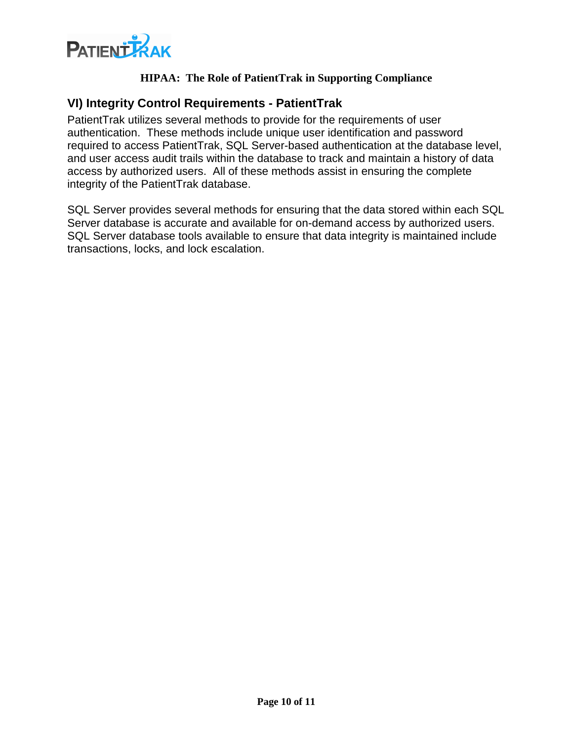## VI) Integrity Control Requirements - PatientTrak

PatientTrak utilizes several methods to provide for the requirements of user authentication. These methods include unique user identification and password required to access PatientTrak, SQL Server-based authentication at the database level, and user access audit trails within the database to track and maintain a history of data access by authorized users. All of these methods assist in ensuring the complete integrity of the PatientTrak database.

SQL Server provides several methods for ensuring that the data stored within each SQL Server database is accurate and available for on-demand access by authorized users. SQL Server database tools available to ensure that data integrity is maintained include transactions, locks, and lock escalation.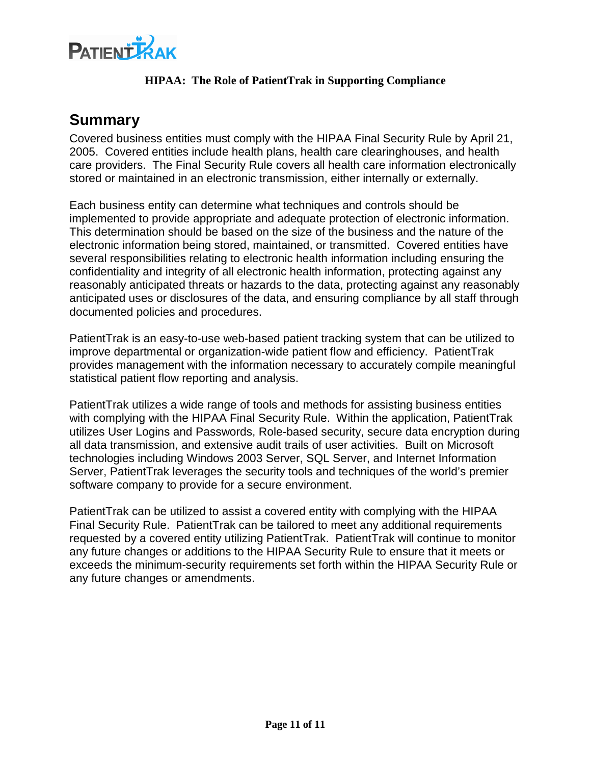## Summary

Covered business entities must comply with the HIPAA Final Security Rule by April 21, 2005. Covered entities include health plans, health care clearinghouses, and health care providers. The Final Security Rule covers all health care information electronically stored or maintained in an electronic transmission, either internally or externally.

Each business entity can determine what techniques and controls should be implemented to provide appropriate and adequate protection of electronic information. This determination should be based on the size of the business and the nature of the electronic information being stored, maintained, or transmitted. Covered entities have several responsibilities relating to electronic health information including ensuring the confidentiality and integrity of all electronic health information, protecting against any reasonably anticipated threats or hazards to the data, protecting against any reasonably anticipated uses or disclosures of the data, and ensuring compliance by all staff through documented policies and procedures.

PatientTrak is an easy-to-use web-based patient tracking system that can be utilized to improve departmental or organization-wide patient flow and efficiency. PatientTrak provides management with the information necessary to accurately compile meaningful statistical patient flow reporting and analysis.

PatientTrak utilizes a wide range of tools and methods for assisting business entities with complying with the HIPAA Final Security Rule. Within the application, PatientTrak utilizes User Logins and Passwords, Role-based security, secure data encryption during all data transmission, and extensive audit trails of user activities. Built on Microsoft technologies including Windows 2003 Server, SQL Server, and Internet Information Server, PatientTrak leverages the security tools and techniques of the world's premier software company to provide for a secure environment.

PatientTrak can be utilized to assist a covered entity with complying with the HIPAA Final Security Rule. PatientTrak can be tailored to meet any additional requirements requested by a covered entity utilizing PatientTrak. PatientTrak will continue to monitor any future changes or additions to the HIPAA Security Rule to ensure that it meets or exceeds the minimum-security requirements set forth within the HIPAA Security Rule or any future changes or amendments.